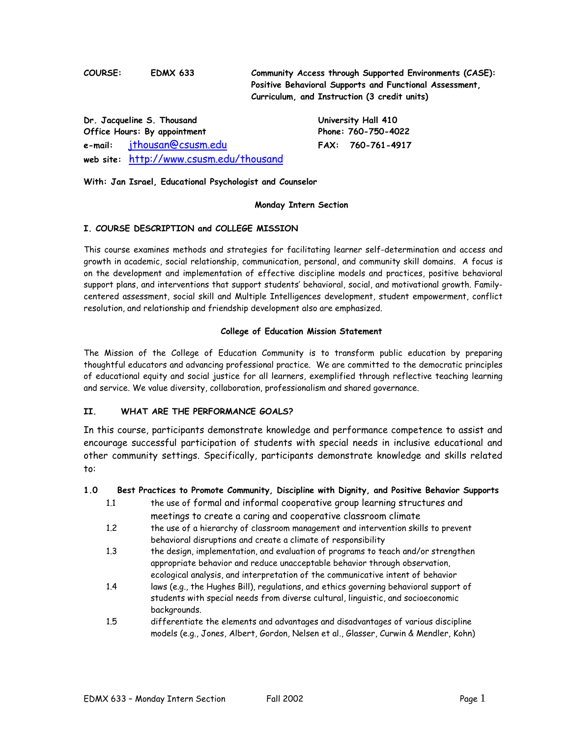**COURSE:** **EDMX 633** **Community Access through Supported Environments (CASE): Positive Behavioral Supports and Functional Assessment, Curriculum, and Instruction (3 credit units)**

**Dr. Jacqueline S. Thousand**
**Office Hours: By appointment**
**e-mail:** jthousan@csusm.edu
**web site:** http://www.csusm.edu/thousand

**University Hall 410**
**Phone: 760-750-4022**
**FAX: 760-761-4917**

**With: Jan Israel, Educational Psychologist and Counselor**

**Monday Intern Section**

## I. COURSE DESCRIPTION and COLLEGE MISSION

This course examines methods and strategies for facilitating learner self-determination and access and growth in academic, social relationship, communication, personal, and community skill domains. A focus is on the development and implementation of effective discipline models and practices, positive behavioral support plans, and interventions that support students' behavioral, social, and motivational growth. Family-centered assessment, social skill and Multiple Intelligences development, student empowerment, conflict resolution, and relationship and friendship development also are emphasized.

### College of Education Mission Statement

The Mission of the College of Education Community is to transform public education by preparing thoughtful educators and advancing professional practice. We are committed to the democratic principles of educational equity and social justice for all learners, exemplified through reflective teaching learning and service. We value diversity, collaboration, professionalism and shared governance.

## II. WHAT ARE THE PERFORMANCE GOALS?

In this course, participants demonstrate knowledge and performance competence to assist and encourage successful participation of students with special needs in inclusive educational and other community settings. Specifically, participants demonstrate knowledge and skills related to:

**1.0 Best Practices to Promote Community, Discipline with Dignity, and Positive Behavior Supports**

- 1.1 the use of formal and informal cooperative group learning structures and meetings to create a caring and cooperative classroom climate
- 1.2 the use of a hierarchy of classroom management and intervention skills to prevent behavioral disruptions and create a climate of responsibility
- 1.3 the design, implementation, and evaluation of programs to teach and/or strengthen appropriate behavior and reduce unacceptable behavior through observation, ecological analysis, and interpretation of the communicative intent of behavior
- 1.4 laws (e.g., the Hughes Bill), regulations, and ethics governing behavioral support of students with special needs from diverse cultural, linguistic, and socioeconomic backgrounds.
- 1.5 differentiate the elements and advantages and disadvantages of various discipline models (e.g., Jones, Albert, Gordon, Nelsen et al., Glasser, Curwin & Mendler, Kohn)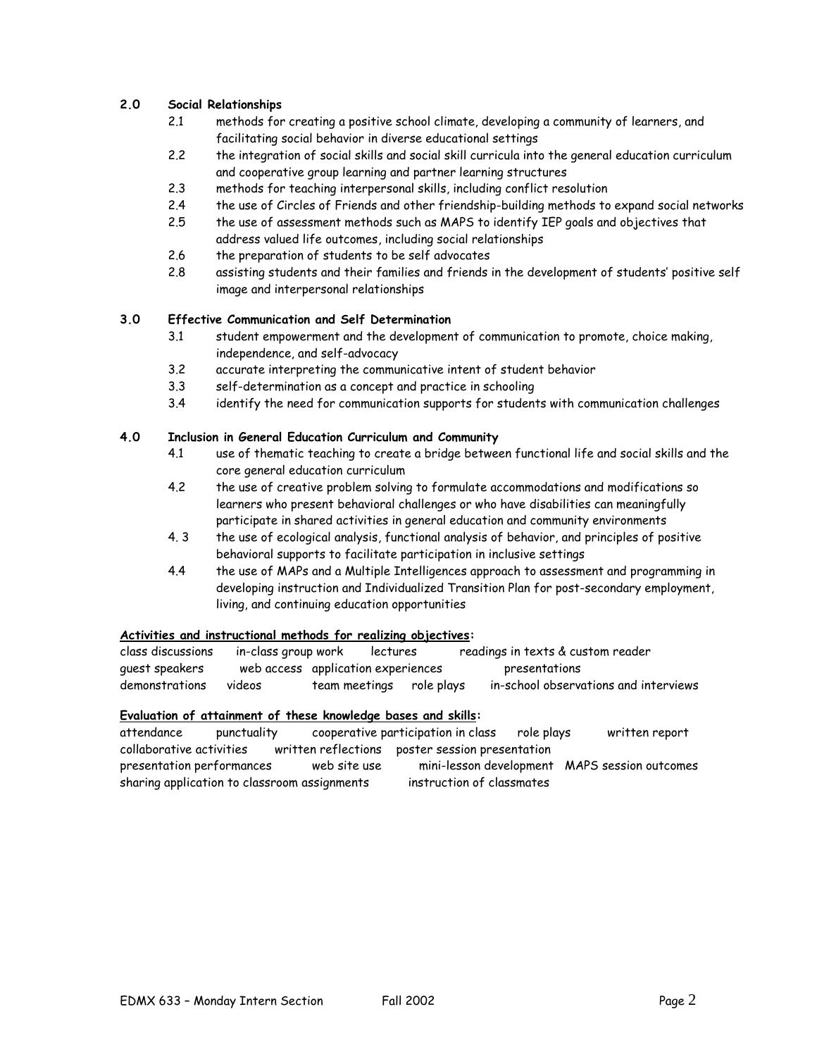**2.0 Social Relationships**

- 2.1 methods for creating a positive school climate, developing a community of learners, and facilitating social behavior in diverse educational settings
- 2.2 the integration of social skills and social skill curricula into the general education curriculum and cooperative group learning and partner learning structures
- 2.3 methods for teaching interpersonal skills, including conflict resolution
- 2.4 the use of Circles of Friends and other friendship-building methods to expand social networks
- 2.5 the use of assessment methods such as MAPS to identify IEP goals and objectives that address valued life outcomes, including social relationships
- 2.6 the preparation of students to be self advocates
- 2.8 assisting students and their families and friends in the development of students' positive self image and interpersonal relationships

**3.0 Effective Communication and Self Determination**

- 3.1 student empowerment and the development of communication to promote, choice making, independence, and self-advocacy
- 3.2 accurate interpreting the communicative intent of student behavior
- 3.3 self-determination as a concept and practice in schooling
- 3.4 identify the need for communication supports for students with communication challenges

**4.0 Inclusion in General Education Curriculum and Community**

- 4.1 use of thematic teaching to create a bridge between functional life and social skills and the core general education curriculum
- 4.2 the use of creative problem solving to formulate accommodations and modifications so learners who present behavioral challenges or who have disabilities can meaningfully participate in shared activities in general education and community environments
- 4. 3 the use of ecological analysis, functional analysis of behavior, and principles of positive behavioral supports to facilitate participation in inclusive settings
- 4.4 the use of MAPs and a Multiple Intelligences approach to assessment and programming in developing instruction and Individualized Transition Plan for post-secondary employment, living, and continuing education opportunities

**Activities and instructional methods for realizing objectives:**

class discussions, in-class group work, lectures, readings in texts & custom reader, guest speakers, web access, application experiences, presentations, demonstrations, videos, team meetings, role plays, in-school observations and interviews

**Evaluation of attainment of these knowledge bases and skills:**

attendance, punctuality, cooperative participation in class, role plays, written report, collaborative activities, written reflections, poster session presentation, presentation performances, web site use, mini-lesson development, MAPS session outcomes, sharing application to classroom assignments, instruction of classmates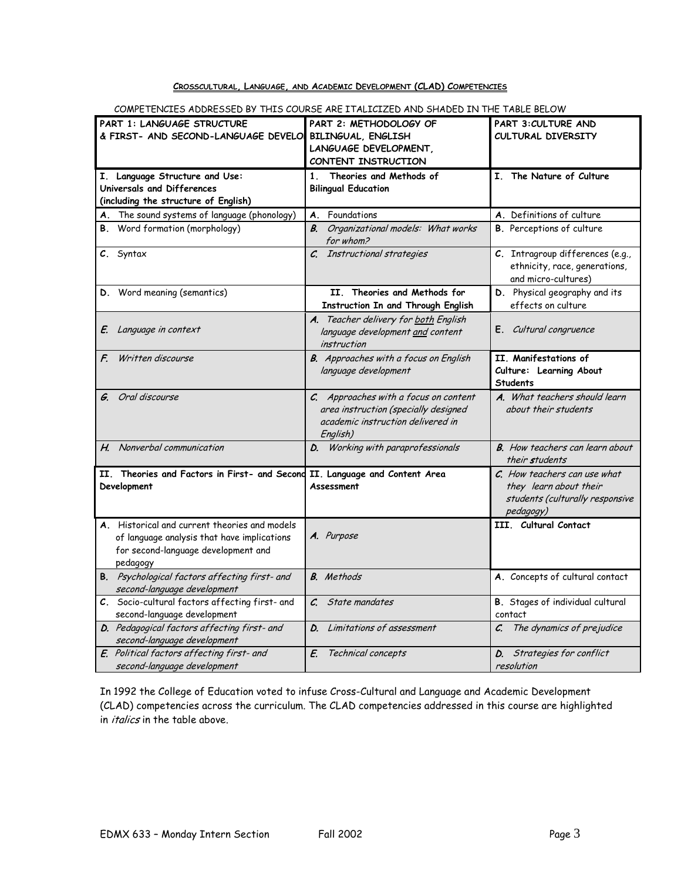**CROSSCULTURAL, LANGUAGE, AND ACADEMIC DEVELOPMENT (CLAD) COMPETENCIES**

COMPETENCIES ADDRESSED BY THIS COURSE ARE ITALICIZED AND SHADED IN THE TABLE BELOW

| PART 1: LANGUAGE STRUCTURE & FIRST- AND SECOND-LANGUAGE DEVELOPMENT | PART 2: METHODOLOGY OF BILINGUAL, ENGLISH LANGUAGE DEVELOPMENT, CONTENT INSTRUCTION | PART 3: CULTURE AND CULTURAL DIVERSITY |
|---|---|---|
| **I. Language Structure and Use: Universals and Differences (including the structure of English)** | **1. Theories and Methods of Bilingual Education** | **I. The Nature of Culture** |
| A. The sound systems of language (phonology) | A. Foundations | A. Definitions of culture |
| B. Word formation (morphology) | *B. Organizational models: What works for whom?* | B. Perceptions of culture |
| C. Syntax | *C. Instructional strategies* | C. Intragroup differences (e.g., ethnicity, race, generations, and micro-cultures) |
| D. Word meaning (semantics) | **II. Theories and Methods for Instruction In and Through English** | D. Physical geography and its effects on culture |
| *E. Language in context* | *A. Teacher delivery for both English language development and content instruction* | *E. Cultural congruence* |
| *F. Written discourse* | *B. Approaches with a focus on English language development* | **II. Manifestations of Culture: Learning About Students** |
| *G. Oral discourse* | *C. Approaches with a focus on content area instruction (specially designed academic instruction delivered in English)* | *A. What teachers should learn about their students* |
| *H. Nonverbal communication* | *D. Working with paraprofessionals* | *B. How teachers can learn about their students* |
| **II. Theories and Factors in First- and Second Development** | **II. Language and Content Area Assessment** | *C. How teachers can use what they learn about their students (culturally responsive pedagogy)* |
| A. Historical and current theories and models of language analysis that have implications for second-language development and pedagogy | *A. Purpose* | **III. Cultural Contact** |
| *B. Psychological factors affecting first- and second-language development* | *B. Methods* | A. Concepts of cultural contact |
| C. Socio-cultural factors affecting first- and second-language development | *C. State mandates* | B. Stages of individual cultural contact |
| *D. Pedagogical factors affecting first- and second-language development* | *D. Limitations of assessment* | *C. The dynamics of prejudice* |
| *E. Political factors affecting first- and second-language development* | *E. Technical concepts* | *D. Strategies for conflict resolution* |

In 1992 the College of Education voted to infuse Cross-Cultural and Language and Academic Development (CLAD) competencies across the curriculum. The CLAD competencies addressed in this course are highlighted in *italics* in the table above.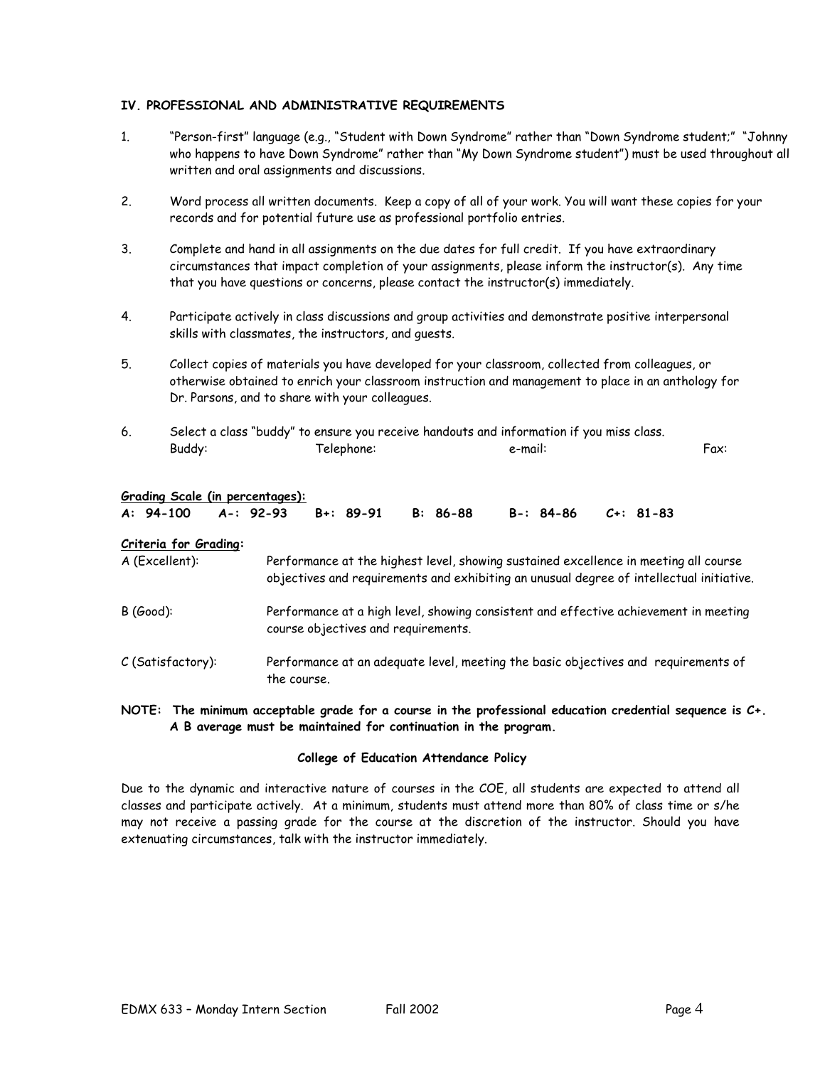### IV. PROFESSIONAL AND ADMINISTRATIVE REQUIREMENTS

1. "Person-first" language (e.g., "Student with Down Syndrome" rather than "Down Syndrome student;" "Johnny who happens to have Down Syndrome" rather than "My Down Syndrome student") must be used throughout all written and oral assignments and discussions.

2. Word process all written documents. Keep a copy of all of your work. You will want these copies for your records and for potential future use as professional portfolio entries.

3. Complete and hand in all assignments on the due dates for full credit. If you have extraordinary circumstances that impact completion of your assignments, please inform the instructor(s). Any time that you have questions or concerns, please contact the instructor(s) immediately.

4. Participate actively in class discussions and group activities and demonstrate positive interpersonal skills with classmates, the instructors, and guests.

5. Collect copies of materials you have developed for your classroom, collected from colleagues, or otherwise obtained to enrich your classroom instruction and management to place in an anthology for Dr. Parsons, and to share with your colleagues.

6. Select a class "buddy" to ensure you receive handouts and information if you miss class.
   Buddy: Telephone: e-mail: Fax:

**Grading Scale (in percentages):**

**A: 94-100  A-: 92-93  B+: 89-91  B: 86-88  B-: 84-86  C+: 81-83**

**Criteria for Grading:**

A (Excellent): Performance at the highest level, showing sustained excellence in meeting all course objectives and requirements and exhibiting an unusual degree of intellectual initiative.

B (Good): Performance at a high level, showing consistent and effective achievement in meeting course objectives and requirements.

C (Satisfactory): Performance at an adequate level, meeting the basic objectives and requirements of the course.

**NOTE: The minimum acceptable grade for a course in the professional education credential sequence is C+. A B average must be maintained for continuation in the program.**

**College of Education Attendance Policy**

Due to the dynamic and interactive nature of courses in the COE, all students are expected to attend all classes and participate actively. At a minimum, students must attend more than 80% of class time or s/he may not receive a passing grade for the course at the discretion of the instructor. Should you have extenuating circumstances, talk with the instructor immediately.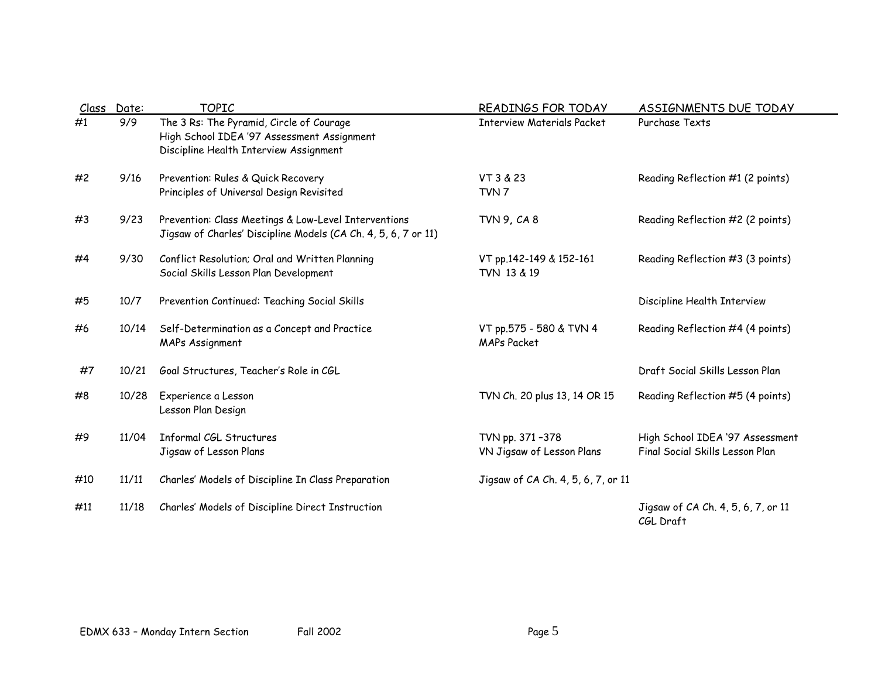| Class | Date: | TOPIC | READINGS FOR TODAY | ASSIGNMENTS DUE TODAY |
|---|---|---|---|---|
| #1 | 9/9 | The 3 Rs: The Pyramid, Circle of Courage<br>High School IDEA '97 Assessment Assignment<br>Discipline Health Interview Assignment | Interview Materials Packet | Purchase Texts |
| #2 | 9/16 | Prevention: Rules & Quick Recovery<br>Principles of Universal Design Revisited | VT 3 & 23<br>TVN 7 | Reading Reflection #1 (2 points) |
| #3 | 9/23 | Prevention: Class Meetings & Low-Level Interventions<br>Jigsaw of Charles' Discipline Models (CA Ch. 4, 5, 6, 7 or 11) | TVN 9, CA 8 | Reading Reflection #2 (2 points) |
| #4 | 9/30 | Conflict Resolution; Oral and Written Planning<br>Social Skills Lesson Plan Development | VT pp.142-149 & 152-161<br>TVN 13 & 19 | Reading Reflection #3 (3 points) |
| #5 | 10/7 | Prevention Continued: Teaching Social Skills | | Discipline Health Interview |
| #6 | 10/14 | Self-Determination as a Concept and Practice<br>MAPs Assignment | VT pp.575 - 580 & TVN 4<br>MAPs Packet | Reading Reflection #4 (4 points) |
| #7 | 10/21 | Goal Structures, Teacher's Role in CGL | | Draft Social Skills Lesson Plan |
| #8 | 10/28 | Experience a Lesson<br>Lesson Plan Design | TVN Ch. 20 plus 13, 14 OR 15 | Reading Reflection #5 (4 points) |
| #9 | 11/04 | Informal CGL Structures<br>Jigsaw of Lesson Plans | TVN pp. 371 –378<br>VN Jigsaw of Lesson Plans | High School IDEA '97 Assessment<br>Final Social Skills Lesson Plan |
| #10 | 11/11 | Charles' Models of Discipline In Class Preparation | Jigsaw of CA Ch. 4, 5, 6, 7, or 11 | |
| #11 | 11/18 | Charles' Models of Discipline Direct Instruction | | Jigsaw of CA Ch. 4, 5, 6, 7, or 11<br>CGL Draft |

EDMX 633 – Monday Intern Section Fall 2002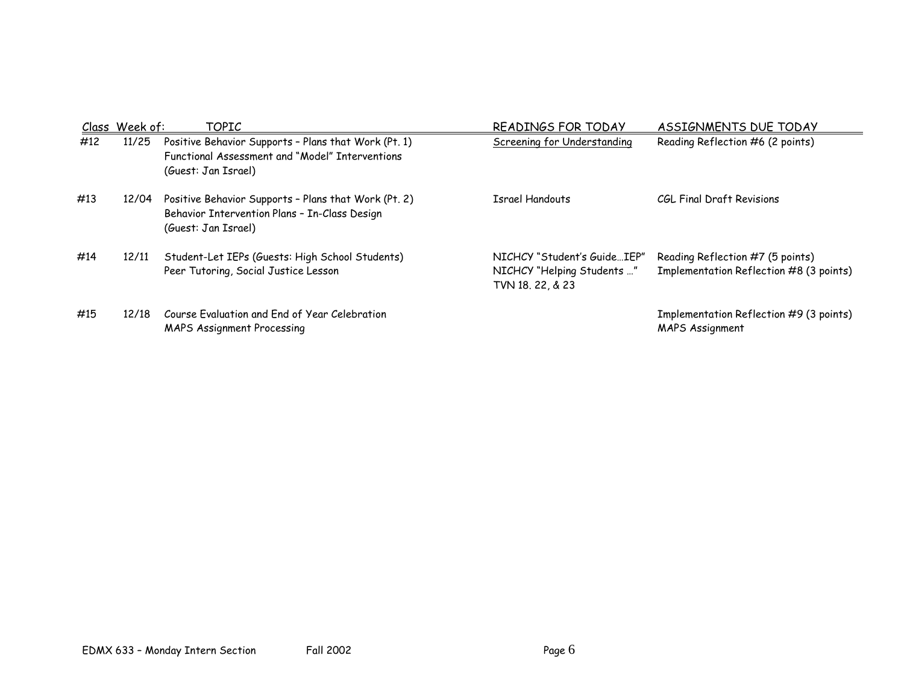| Class | Week of: | TOPIC | READINGS FOR TODAY | ASSIGNMENTS DUE TODAY |
|---|---|---|---|---|
| #12 | 11/25 | Positive Behavior Supports – Plans that Work (Pt. 1)<br>Functional Assessment and "Model" Interventions<br>(Guest: Jan Israel) | Screening for Understanding | Reading Reflection #6 (2 points) |
| #13 | 12/04 | Positive Behavior Supports – Plans that Work (Pt. 2)<br>Behavior Intervention Plans – In-Class Design<br>(Guest: Jan Israel) | Israel Handouts | CGL Final Draft Revisions |
| #14 | 12/11 | Student-Let IEPs (Guests: High School Students)<br>Peer Tutoring, Social Justice Lesson | NICHCY "Student's Guide…IEP"<br>NICHCY "Helping Students …"<br>TVN 18. 22, & 23 | Reading Reflection #7 (5 points)<br>Implementation Reflection #8 (3 points) |
| #15 | 12/18 | Course Evaluation and End of Year Celebration<br>MAPS Assignment Processing | | Implementation Reflection #9 (3 points)<br>MAPS Assignment |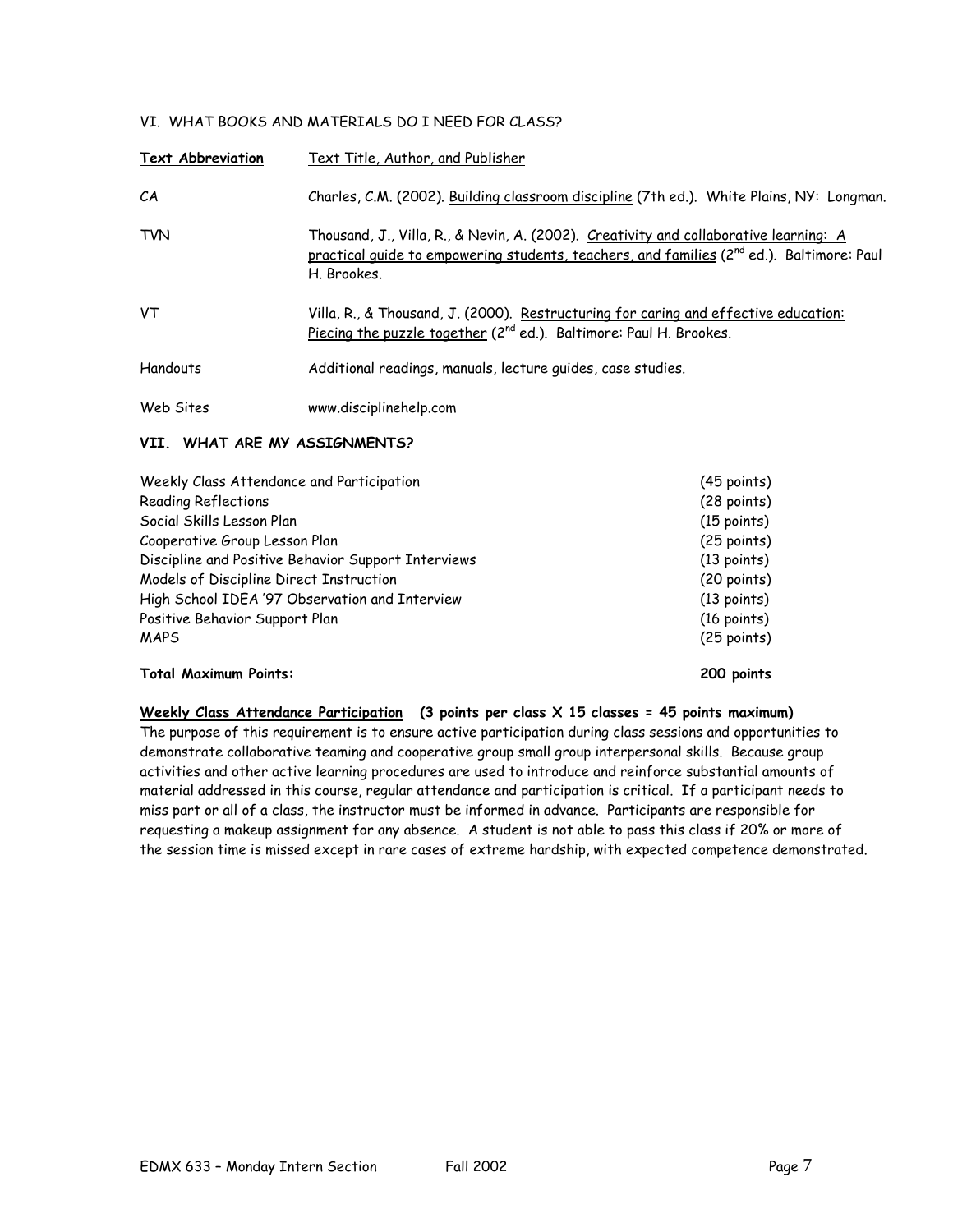## VI. WHAT BOOKS AND MATERIALS DO I NEED FOR CLASS?

| **Text Abbreviation** | Text Title, Author, and Publisher |
|---|---|
| CA | Charles, C.M. (2002). Building classroom discipline (7th ed.). White Plains, NY: Longman. |
| TVN | Thousand, J., Villa, R., & Nevin, A. (2002). Creativity and collaborative learning: A practical guide to empowering students, teachers, and families (2nd ed.). Baltimore: Paul H. Brookes. |
| VT | Villa, R., & Thousand, J. (2000). Restructuring for caring and effective education: Piecing the puzzle together (2nd ed.). Baltimore: Paul H. Brookes. |
| Handouts | Additional readings, manuals, lecture guides, case studies. |
| Web Sites | www.disciplinehelp.com |

## VII. WHAT ARE MY ASSIGNMENTS?

| | |
|---|---|
| Weekly Class Attendance and Participation | (45 points) |
| Reading Reflections | (28 points) |
| Social Skills Lesson Plan | (15 points) |
| Cooperative Group Lesson Plan | (25 points) |
| Discipline and Positive Behavior Support Interviews | (13 points) |
| Models of Discipline Direct Instruction | (20 points) |
| High School IDEA '97 Observation and Interview | (13 points) |
| Positive Behavior Support Plan | (16 points) |
| MAPS | (25 points) |
| **Total Maximum Points:** | **200 points** |

**Weekly Class Attendance Participation (3 points per class X 15 classes = 45 points maximum)**

The purpose of this requirement is to ensure active participation during class sessions and opportunities to demonstrate collaborative teaming and cooperative group small group interpersonal skills. Because group activities and other active learning procedures are used to introduce and reinforce substantial amounts of material addressed in this course, regular attendance and participation is critical. If a participant needs to miss part or all of a class, the instructor must be informed in advance. Participants are responsible for requesting a makeup assignment for any absence. A student is not able to pass this class if 20% or more of the session time is missed except in rare cases of extreme hardship, with expected competence demonstrated.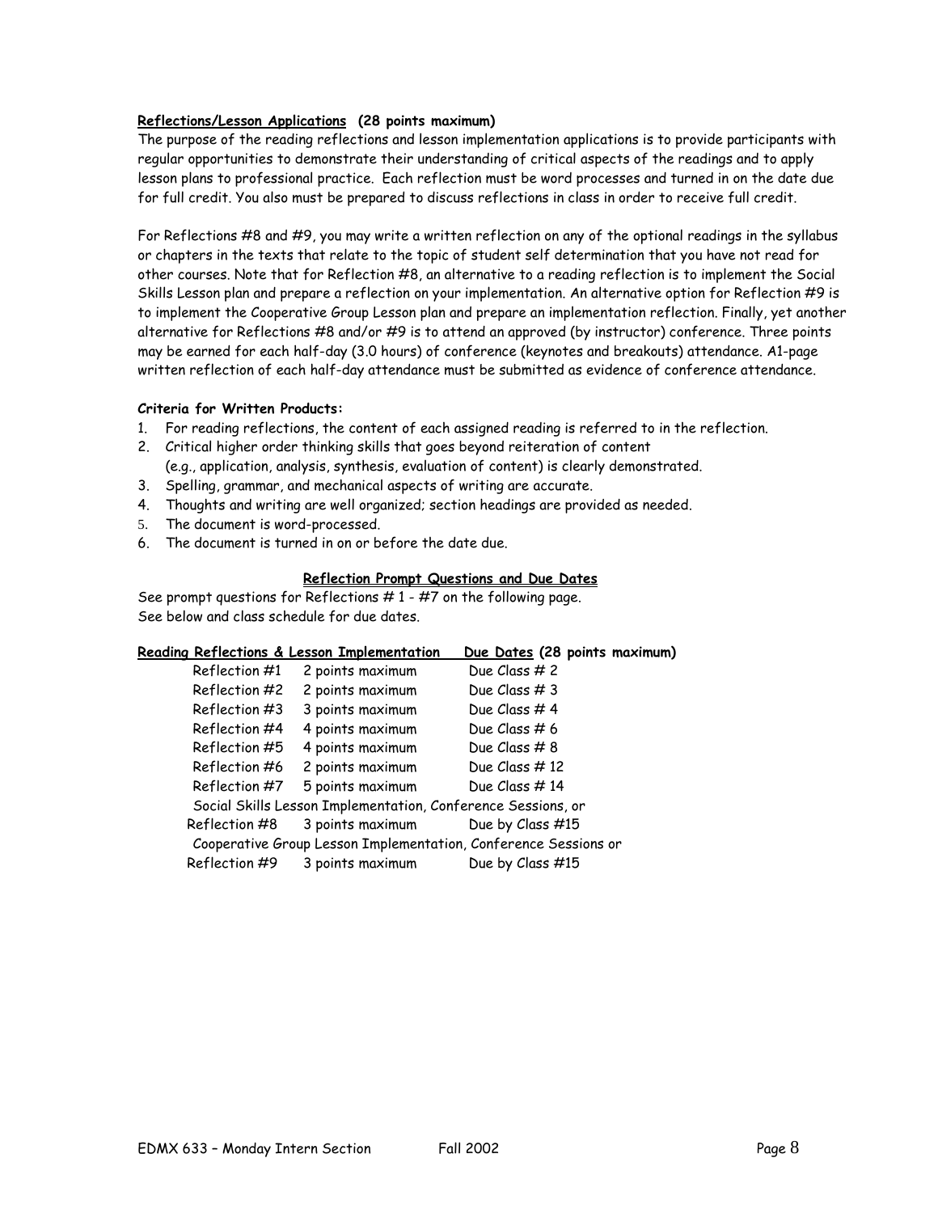**Reflections/Lesson Applications (28 points maximum)**

The purpose of the reading reflections and lesson implementation applications is to provide participants with regular opportunities to demonstrate their understanding of critical aspects of the readings and to apply lesson plans to professional practice. Each reflection must be word processes and turned in on the date due for full credit. You also must be prepared to discuss reflections in class in order to receive full credit.

For Reflections #8 and #9, you may write a written reflection on any of the optional readings in the syllabus or chapters in the texts that relate to the topic of student self determination that you have not read for other courses. Note that for Reflection #8, an alternative to a reading reflection is to implement the Social Skills Lesson plan and prepare a reflection on your implementation. An alternative option for Reflection #9 is to implement the Cooperative Group Lesson plan and prepare an implementation reflection. Finally, yet another alternative for Reflections #8 and/or #9 is to attend an approved (by instructor) conference. Three points may be earned for each half-day (3.0 hours) of conference (keynotes and breakouts) attendance. A1-page written reflection of each half-day attendance must be submitted as evidence of conference attendance.

**Criteria for Written Products:**

1. For reading reflections, the content of each assigned reading is referred to in the reflection.
2. Critical higher order thinking skills that goes beyond reiteration of content (e.g., application, analysis, synthesis, evaluation of content) is clearly demonstrated.
3. Spelling, grammar, and mechanical aspects of writing are accurate.
4. Thoughts and writing are well organized; section headings are provided as needed.
5. The document is word-processed.
6. The document is turned in on or before the date due.

**Reflection Prompt Questions and Due Dates**

See prompt questions for Reflections # 1 - #7 on the following page.
See below and class schedule for due dates.

| **Reading Reflections & Lesson Implementation** | | **Due Dates (28 points maximum)** |
|---|---|---|
| Reflection #1 | 2 points maximum | Due Class # 2 |
| Reflection #2 | 2 points maximum | Due Class # 3 |
| Reflection #3 | 3 points maximum | Due Class # 4 |
| Reflection #4 | 4 points maximum | Due Class # 6 |
| Reflection #5 | 4 points maximum | Due Class # 8 |
| Reflection #6 | 2 points maximum | Due Class # 12 |
| Reflection #7 | 5 points maximum | Due Class # 14 |
| Social Skills Lesson Implementation, Conference Sessions, or | | |
| Reflection #8 | 3 points maximum | Due by Class #15 |
| Cooperative Group Lesson Implementation, Conference Sessions or | | |
| Reflection #9 | 3 points maximum | Due by Class #15 |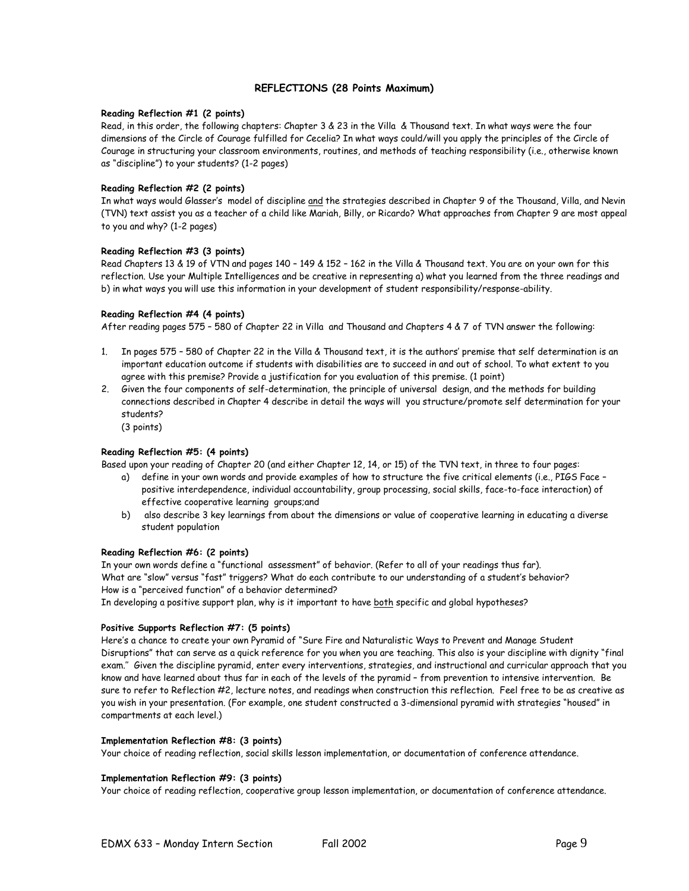## REFLECTIONS (28 Points Maximum)

**Reading Reflection #1 (2 points)**

Read, in this order, the following chapters: Chapter 3 & 23 in the Villa & Thousand text. In what ways were the four dimensions of the Circle of Courage fulfilled for Cecelia? In what ways could/will you apply the principles of the Circle of Courage in structuring your classroom environments, routines, and methods of teaching responsibility (i.e., otherwise known as "discipline") to your students? (1-2 pages)

**Reading Reflection #2 (2 points)**

In what ways would Glasser's model of discipline <u>and</u> the strategies described in Chapter 9 of the Thousand, Villa, and Nevin (TVN) text assist you as a teacher of a child like Mariah, Billy, or Ricardo? What approaches from Chapter 9 are most appeal to you and why? (1-2 pages)

**Reading Reflection #3 (3 points)**

Read Chapters 13 & 19 of VTN and pages 140 – 149 & 152 – 162 in the Villa & Thousand text. You are on your own for this reflection. Use your Multiple Intelligences and be creative in representing a) what you learned from the three readings and b) in what ways you will use this information in your development of student responsibility/response-ability.

**Reading Reflection #4 (4 points)**

After reading pages 575 – 580 of Chapter 22 in Villa and Thousand and Chapters 4 & 7 of TVN answer the following:

1. In pages 575 – 580 of Chapter 22 in the Villa & Thousand text, it is the authors' premise that self determination is an important education outcome if students with disabilities are to succeed in and out of school. To what extent to you agree with this premise? Provide a justification for you evaluation of this premise. (1 point)
2. Given the four components of self-determination, the principle of universal design, and the methods for building connections described in Chapter 4 describe in detail the ways will you structure/promote self determination for your students?
   (3 points)

**Reading Reflection #5: (4 points)**

Based upon your reading of Chapter 20 (and either Chapter 12, 14, or 15) of the TVN text, in three to four pages:

a) define in your own words and provide examples of how to structure the five critical elements (i.e., PIGS Face – positive interdependence, individual accountability, group processing, social skills, face-to-face interaction) of effective cooperative learning groups;and
b) also describe 3 key learnings from about the dimensions or value of cooperative learning in educating a diverse student population

**Reading Reflection #6: (2 points)**

In your own words define a "functional assessment" of behavior. (Refer to all of your readings thus far).
What are "slow" versus "fast" triggers? What do each contribute to our understanding of a student's behavior?
How is a "perceived function" of a behavior determined?
In developing a positive support plan, why is it important to have <u>both</u> specific and global hypotheses?

**Positive Supports Reflection #7: (5 points)**

Here's a chance to create your own Pyramid of "Sure Fire and Naturalistic Ways to Prevent and Manage Student Disruptions" that can serve as a quick reference for you when you are teaching. This also is your discipline with dignity "final exam." Given the discipline pyramid, enter every interventions, strategies, and instructional and curricular approach that you know and have learned about thus far in each of the levels of the pyramid – from prevention to intensive intervention. Be sure to refer to Reflection #2, lecture notes, and readings when construction this reflection. Feel free to be as creative as you wish in your presentation. (For example, one student constructed a 3-dimensional pyramid with strategies "housed" in compartments at each level.)

**Implementation Reflection #8: (3 points)**

Your choice of reading reflection, social skills lesson implementation, or documentation of conference attendance.

**Implementation Reflection #9: (3 points)**

Your choice of reading reflection, cooperative group lesson implementation, or documentation of conference attendance.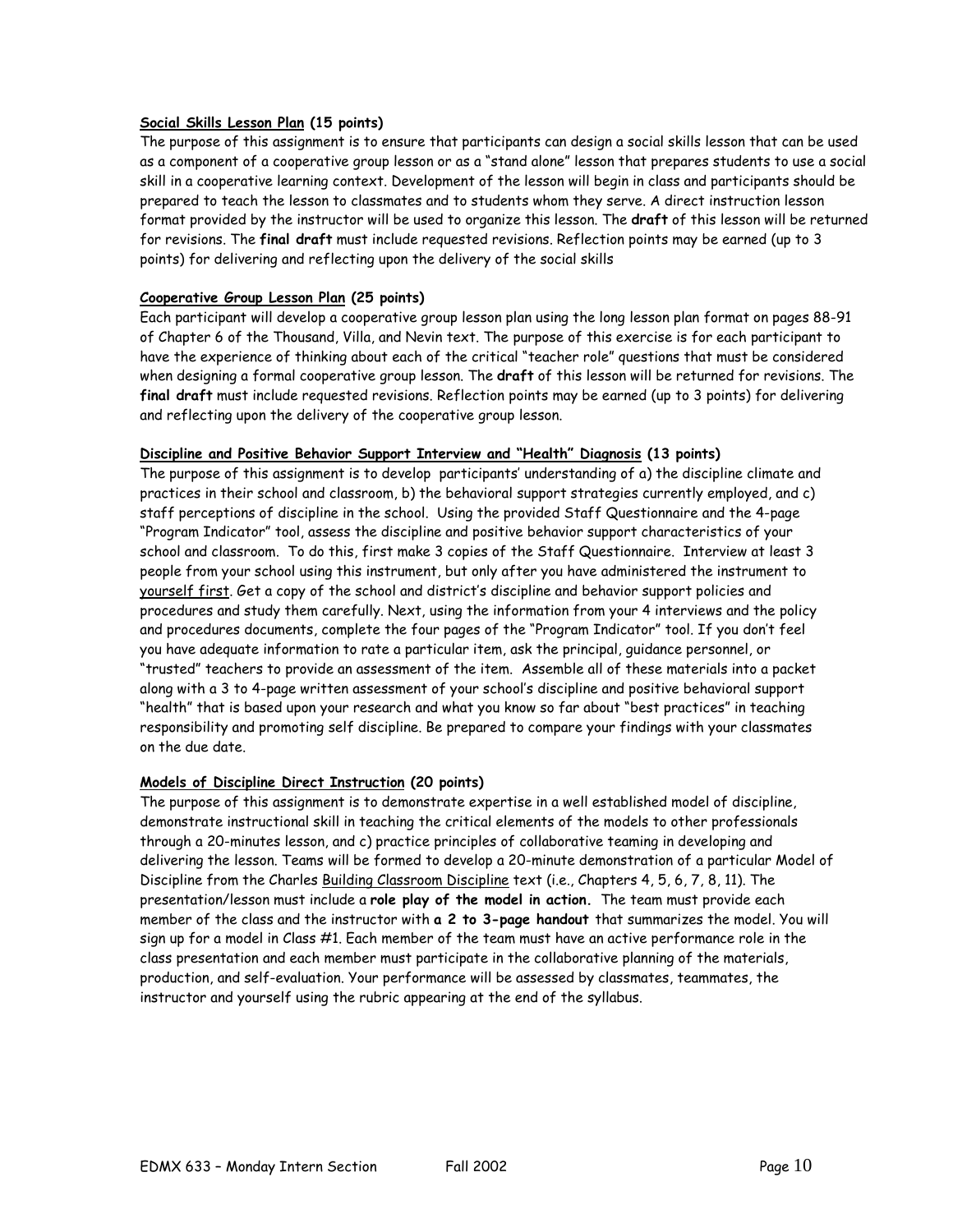**<u>Social Skills Lesson Plan</u> (15 points)**

The purpose of this assignment is to ensure that participants can design a social skills lesson that can be used as a component of a cooperative group lesson or as a "stand alone" lesson that prepares students to use a social skill in a cooperative learning context. Development of the lesson will begin in class and participants should be prepared to teach the lesson to classmates and to students whom they serve. A direct instruction lesson format provided by the instructor will be used to organize this lesson. The **draft** of this lesson will be returned for revisions. The **final draft** must include requested revisions. Reflection points may be earned (up to 3 points) for delivering and reflecting upon the delivery of the social skills

**<u>Cooperative Group Lesson Plan</u> (25 points)**

Each participant will develop a cooperative group lesson plan using the long lesson plan format on pages 88-91 of Chapter 6 of the Thousand, Villa, and Nevin text. The purpose of this exercise is for each participant to have the experience of thinking about each of the critical "teacher role" questions that must be considered when designing a formal cooperative group lesson. The **draft** of this lesson will be returned for revisions. The **final draft** must include requested revisions. Reflection points may be earned (up to 3 points) for delivering and reflecting upon the delivery of the cooperative group lesson.

**<u>Discipline and Positive Behavior Support Interview and "Health" Diagnosis</u> (13 points)**

The purpose of this assignment is to develop participants' understanding of a) the discipline climate and practices in their school and classroom, b) the behavioral support strategies currently employed, and c) staff perceptions of discipline in the school. Using the provided Staff Questionnaire and the 4-page "Program Indicator" tool, assess the discipline and positive behavior support characteristics of your school and classroom. To do this, first make 3 copies of the Staff Questionnaire. Interview at least 3 people from your school using this instrument, but only after you have administered the instrument to <u>yourself first</u>. Get a copy of the school and district's discipline and behavior support policies and procedures and study them carefully. Next, using the information from your 4 interviews and the policy and procedures documents, complete the four pages of the "Program Indicator" tool. If you don't feel you have adequate information to rate a particular item, ask the principal, guidance personnel, or "trusted" teachers to provide an assessment of the item. Assemble all of these materials into a packet along with a 3 to 4-page written assessment of your school's discipline and positive behavioral support "health" that is based upon your research and what you know so far about "best practices" in teaching responsibility and promoting self discipline. Be prepared to compare your findings with your classmates on the due date.

**<u>Models of Discipline Direct Instruction</u> (20 points)**

The purpose of this assignment is to demonstrate expertise in a well established model of discipline, demonstrate instructional skill in teaching the critical elements of the models to other professionals through a 20-minutes lesson, and c) practice principles of collaborative teaming in developing and delivering the lesson. Teams will be formed to develop a 20-minute demonstration of a particular Model of Discipline from the Charles <u>Building Classroom Discipline</u> text (i.e., Chapters 4, 5, 6, 7, 8, 11). The presentation/lesson must include a **role play of the model in action.** The team must provide each member of the class and the instructor with **a 2 to 3-page handout** that summarizes the model. You will sign up for a model in Class #1. Each member of the team must have an active performance role in the class presentation and each member must participate in the collaborative planning of the materials, production, and self-evaluation. Your performance will be assessed by classmates, teammates, the instructor and yourself using the rubric appearing at the end of the syllabus.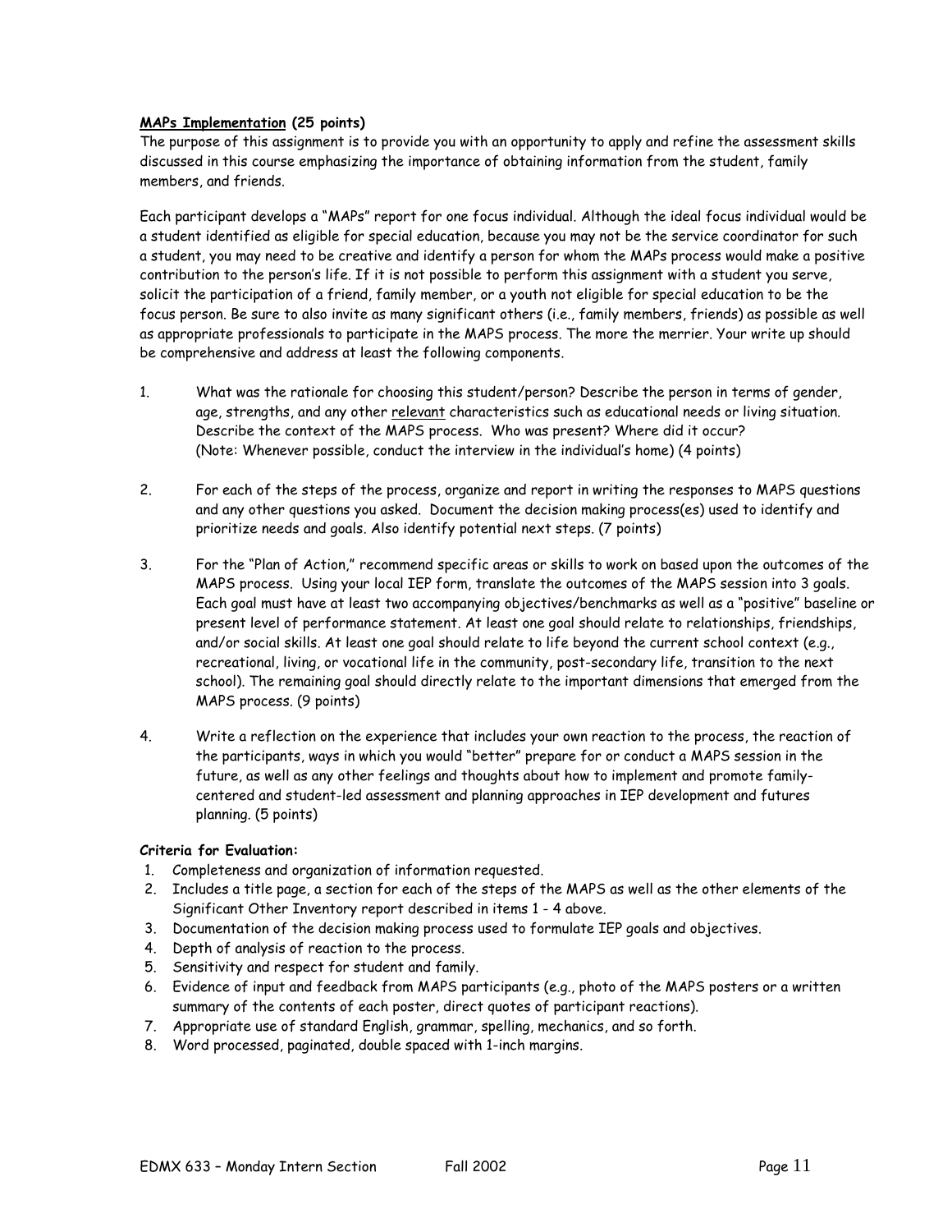**<u>MAPs Implementation</u> (25 points)**

The purpose of this assignment is to provide you with an opportunity to apply and refine the assessment skills discussed in this course emphasizing the importance of obtaining information from the student, family members, and friends.

Each participant develops a "MAPs" report for one focus individual. Although the ideal focus individual would be a student identified as eligible for special education, because you may not be the service coordinator for such a student, you may need to be creative and identify a person for whom the MAPs process would make a positive contribution to the person's life. If it is not possible to perform this assignment with a student you serve, solicit the participation of a friend, family member, or a youth not eligible for special education to be the focus person. Be sure to also invite as many significant others (i.e., family members, friends) as possible as well as appropriate professionals to participate in the MAPS process. The more the merrier. Your write up should be comprehensive and address at least the following components.

1. What was the rationale for choosing this student/person? Describe the person in terms of gender, age, strengths, and any other <u>relevant</u> characteristics such as educational needs or living situation. Describe the context of the MAPS process. Who was present? Where did it occur? (Note: Whenever possible, conduct the interview in the individual's home) (4 points)

2. For each of the steps of the process, organize and report in writing the responses to MAPS questions and any other questions you asked. Document the decision making process(es) used to identify and prioritize needs and goals. Also identify potential next steps. (7 points)

3. For the "Plan of Action," recommend specific areas or skills to work on based upon the outcomes of the MAPS process. Using your local IEP form, translate the outcomes of the MAPS session into 3 goals. Each goal must have at least two accompanying objectives/benchmarks as well as a "positive" baseline or present level of performance statement. At least one goal should relate to relationships, friendships, and/or social skills. At least one goal should relate to life beyond the current school context (e.g., recreational, living, or vocational life in the community, post-secondary life, transition to the next school). The remaining goal should directly relate to the important dimensions that emerged from the MAPS process. (9 points)

4. Write a reflection on the experience that includes your own reaction to the process, the reaction of the participants, ways in which you would "better" prepare for or conduct a MAPS session in the future, as well as any other feelings and thoughts about how to implement and promote family-centered and student-led assessment and planning approaches in IEP development and futures planning. (5 points)

**Criteria for Evaluation:**

1. Completeness and organization of information requested.
2. Includes a title page, a section for each of the steps of the MAPS as well as the other elements of the Significant Other Inventory report described in items 1 - 4 above.
3. Documentation of the decision making process used to formulate IEP goals and objectives.
4. Depth of analysis of reaction to the process.
5. Sensitivity and respect for student and family.
6. Evidence of input and feedback from MAPS participants (e.g., photo of the MAPS posters or a written summary of the contents of each poster, direct quotes of participant reactions).
7. Appropriate use of standard English, grammar, spelling, mechanics, and so forth.
8. Word processed, paginated, double spaced with 1-inch margins.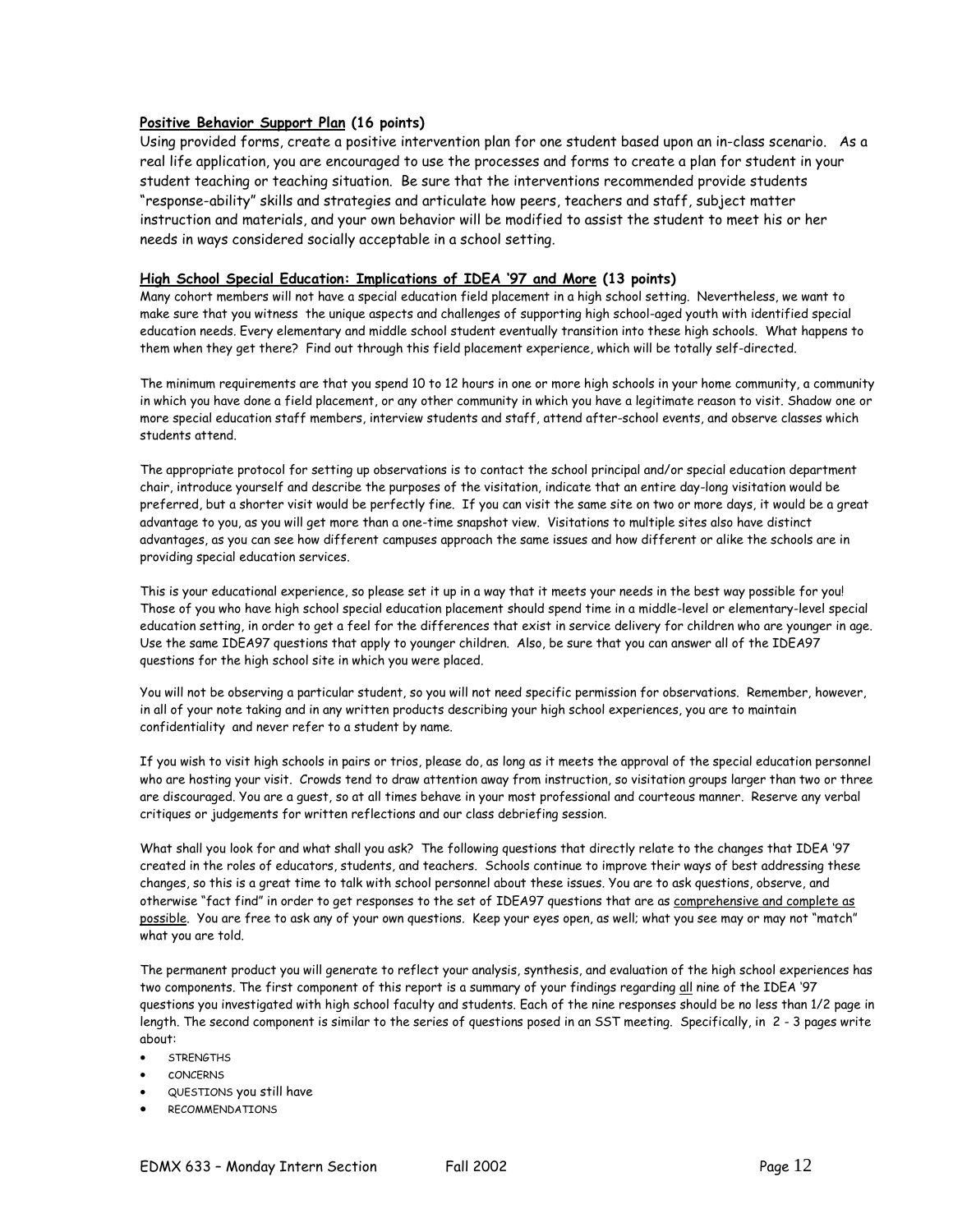**<u>Positive Behavior Support Plan</u> (16 points)**

Using provided forms, create a positive intervention plan for one student based upon an in-class scenario. As a real life application, you are encouraged to use the processes and forms to create a plan for student in your student teaching or teaching situation. Be sure that the interventions recommended provide students "response-ability" skills and strategies and articulate how peers, teachers and staff, subject matter instruction and materials, and your own behavior will be modified to assist the student to meet his or her needs in ways considered socially acceptable in a school setting.

**<u>High School Special Education: Implications of IDEA '97 and More</u> (13 points)**

Many cohort members will not have a special education field placement in a high school setting. Nevertheless, we want to make sure that you witness the unique aspects and challenges of supporting high school-aged youth with identified special education needs. Every elementary and middle school student eventually transition into these high schools. What happens to them when they get there? Find out through this field placement experience, which will be totally self-directed.

The minimum requirements are that you spend 10 to 12 hours in one or more high schools in your home community, a community in which you have done a field placement, or any other community in which you have a legitimate reason to visit. Shadow one or more special education staff members, interview students and staff, attend after-school events, and observe classes which students attend.

The appropriate protocol for setting up observations is to contact the school principal and/or special education department chair, introduce yourself and describe the purposes of the visitation, indicate that an entire day-long visitation would be preferred, but a shorter visit would be perfectly fine. If you can visit the same site on two or more days, it would be a great advantage to you, as you will get more than a one-time snapshot view. Visitations to multiple sites also have distinct advantages, as you can see how different campuses approach the same issues and how different or alike the schools are in providing special education services.

This is your educational experience, so please set it up in a way that it meets your needs in the best way possible for you! Those of you who have high school special education placement should spend time in a middle-level or elementary-level special education setting, in order to get a feel for the differences that exist in service delivery for children who are younger in age. Use the same IDEA97 questions that apply to younger children. Also, be sure that you can answer all of the IDEA97 questions for the high school site in which you were placed.

You will not be observing a particular student, so you will not need specific permission for observations. Remember, however, in all of your note taking and in any written products describing your high school experiences, you are to maintain confidentiality and never refer to a student by name.

If you wish to visit high schools in pairs or trios, please do, as long as it meets the approval of the special education personnel who are hosting your visit. Crowds tend to draw attention away from instruction, so visitation groups larger than two or three are discouraged. You are a guest, so at all times behave in your most professional and courteous manner. Reserve any verbal critiques or judgements for written reflections and our class debriefing session.

What shall you look for and what shall you ask? The following questions that directly relate to the changes that IDEA '97 created in the roles of educators, students, and teachers. Schools continue to improve their ways of best addressing these changes, so this is a great time to talk with school personnel about these issues. You are to ask questions, observe, and otherwise "fact find" in order to get responses to the set of IDEA97 questions that are as <u>comprehensive and complete as possible</u>. You are free to ask any of your own questions. Keep your eyes open, as well; what you see may or may not "match" what you are told.

The permanent product you will generate to reflect your analysis, synthesis, and evaluation of the high school experiences has two components. The first component of this report is a summary of your findings regarding <u>all</u> nine of the IDEA '97 questions you investigated with high school faculty and students. Each of the nine responses should be no less than 1/2 page in length. The second component is similar to the series of questions posed in an SST meeting. Specifically, in 2 - 3 pages write about:

- STRENGTHS
- CONCERNS
- QUESTIONS you still have
- RECOMMENDATIONS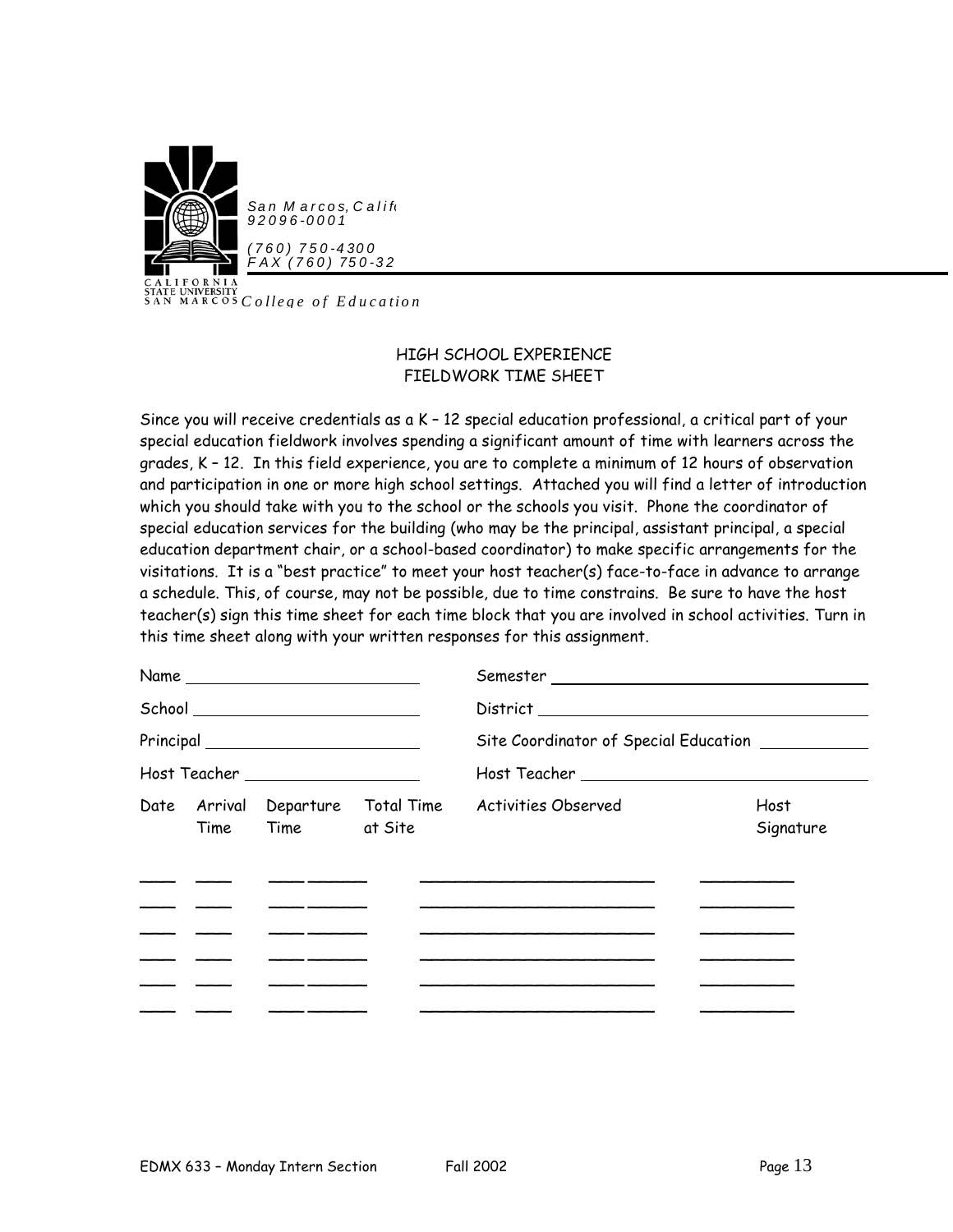San Marcos, Calif
92096-0001

(760) 750-4300
FAX (760) 750-32

CALIFORNIA STATE UNIVERSITY SAN MARCOS *College of Education*

HIGH SCHOOL EXPERIENCE
FIELDWORK TIME SHEET

Since you will receive credentials as a K – 12 special education professional, a critical part of your special education fieldwork involves spending a significant amount of time with learners across the grades, K – 12. In this field experience, you are to complete a minimum of 12 hours of observation and participation in one or more high school settings. Attached you will find a letter of introduction which you should take with you to the school or the schools you visit. Phone the coordinator of special education services for the building (who may be the principal, assistant principal, a special education department chair, or a school-based coordinator) to make specific arrangements for the visitations. It is a "best practice" to meet your host teacher(s) face-to-face in advance to arrange a schedule. This, of course, may not be possible, due to time constrains. Be sure to have the host teacher(s) sign this time sheet for each time block that you are involved in school activities. Turn in this time sheet along with your written responses for this assignment.

Name ____________________ Semester ____________________

School ____________________ District ____________________

Principal ____________________ Site Coordinator of Special Education ____________

Host Teacher ____________________ Host Teacher ____________________

| Date | Arrival Time | Departure Time | Total Time at Site | Activities Observed | Host Signature |
|---|---|---|---|---|---|
| | | | | | |
| | | | | | |
| | | | | | |
| | | | | | |
| | | | | | |
| | | | | | |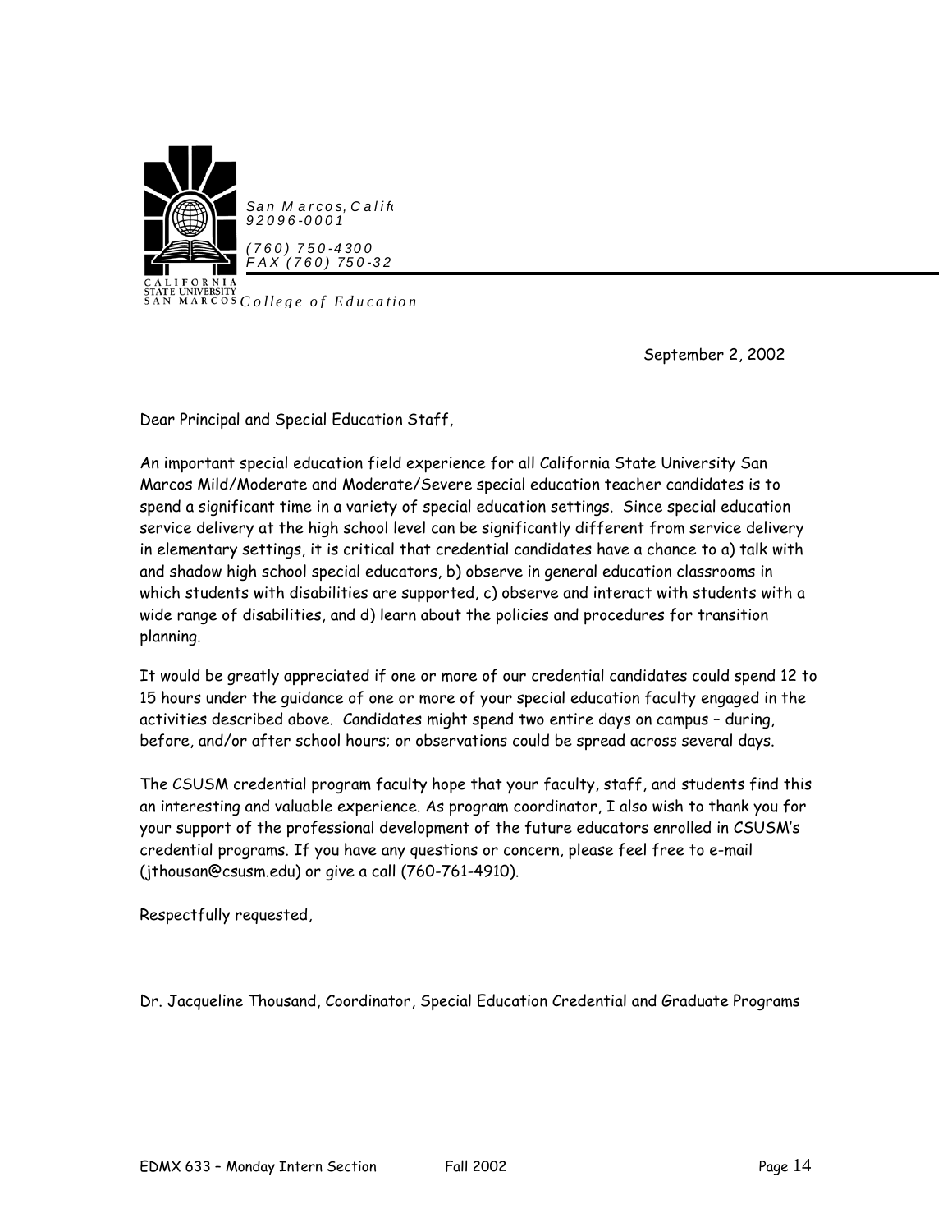San Marcos, Calif
92096-0001

(760) 750-4300
FAX (760) 750-32

CALIFORNIA STATE UNIVERSITY SAN MARCOS *College of Education*

September 2, 2002

Dear Principal and Special Education Staff,

An important special education field experience for all California State University San Marcos Mild/Moderate and Moderate/Severe special education teacher candidates is to spend a significant time in a variety of special education settings. Since special education service delivery at the high school level can be significantly different from service delivery in elementary settings, it is critical that credential candidates have a chance to a) talk with and shadow high school special educators, b) observe in general education classrooms in which students with disabilities are supported, c) observe and interact with students with a wide range of disabilities, and d) learn about the policies and procedures for transition planning.

It would be greatly appreciated if one or more of our credential candidates could spend 12 to 15 hours under the guidance of one or more of your special education faculty engaged in the activities described above. Candidates might spend two entire days on campus – during, before, and/or after school hours; or observations could be spread across several days.

The CSUSM credential program faculty hope that your faculty, staff, and students find this an interesting and valuable experience. As program coordinator, I also wish to thank you for your support of the professional development of the future educators enrolled in CSUSM's credential programs. If you have any questions or concern, please feel free to e-mail (jthousan@csusm.edu) or give a call (760-761-4910).

Respectfully requested,

Dr. Jacqueline Thousand, Coordinator, Special Education Credential and Graduate Programs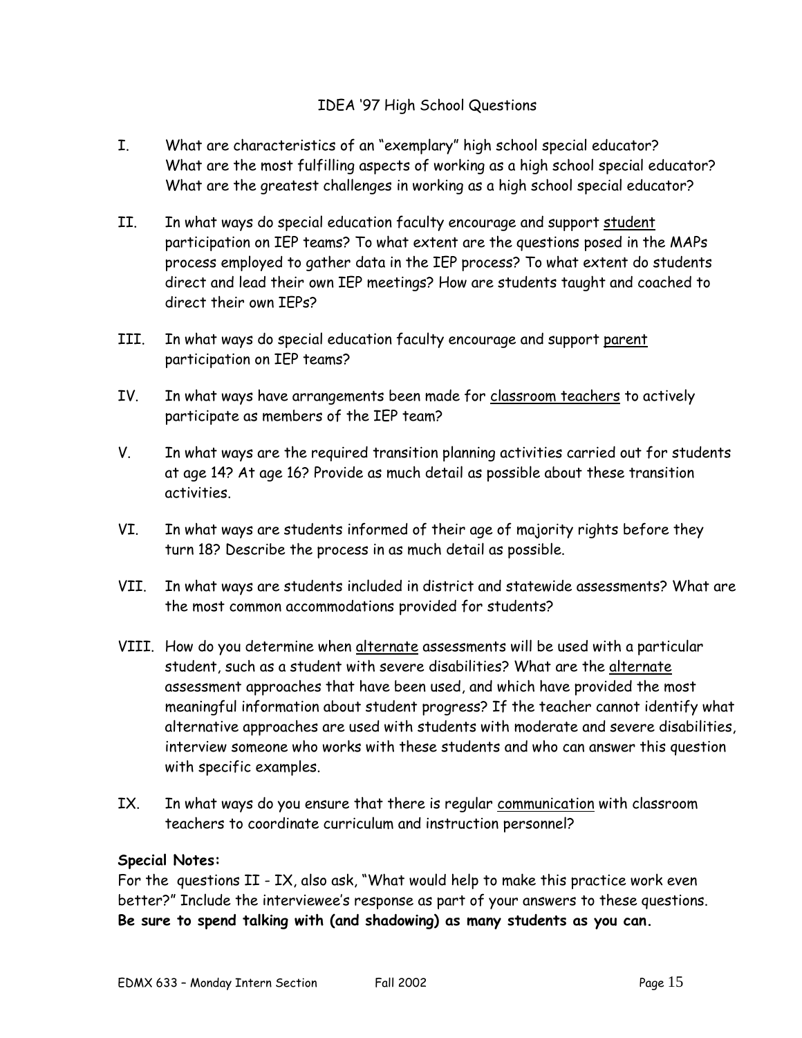# IDEA '97 High School Questions

I. What are characteristics of an "exemplary" high school special educator? What are the most fulfilling aspects of working as a high school special educator? What are the greatest challenges in working as a high school special educator?

II. In what ways do special education faculty encourage and support <u>student</u> participation on IEP teams? To what extent are the questions posed in the MAPs process employed to gather data in the IEP process? To what extent do students direct and lead their own IEP meetings? How are students taught and coached to direct their own IEPs?

III. In what ways do special education faculty encourage and support <u>parent</u> participation on IEP teams?

IV. In what ways have arrangements been made for <u>classroom teachers</u> to actively participate as members of the IEP team?

V. In what ways are the required transition planning activities carried out for students at age 14? At age 16? Provide as much detail as possible about these transition activities.

VI. In what ways are students informed of their age of majority rights before they turn 18? Describe the process in as much detail as possible.

VII. In what ways are students included in district and statewide assessments? What are the most common accommodations provided for students?

VIII. How do you determine when <u>alternate</u> assessments will be used with a particular student, such as a student with severe disabilities? What are the <u>alternate</u> assessment approaches that have been used, and which have provided the most meaningful information about student progress? If the teacher cannot identify what alternative approaches are used with students with moderate and severe disabilities, interview someone who works with these students and who can answer this question with specific examples.

IX. In what ways do you ensure that there is regular <u>communication</u> with classroom teachers to coordinate curriculum and instruction personnel?

**Special Notes:**

For the questions II - IX, also ask, "What would help to make this practice work even better?" Include the interviewee's response as part of your answers to these questions.
**Be sure to spend talking with (and shadowing) as many students as you can.**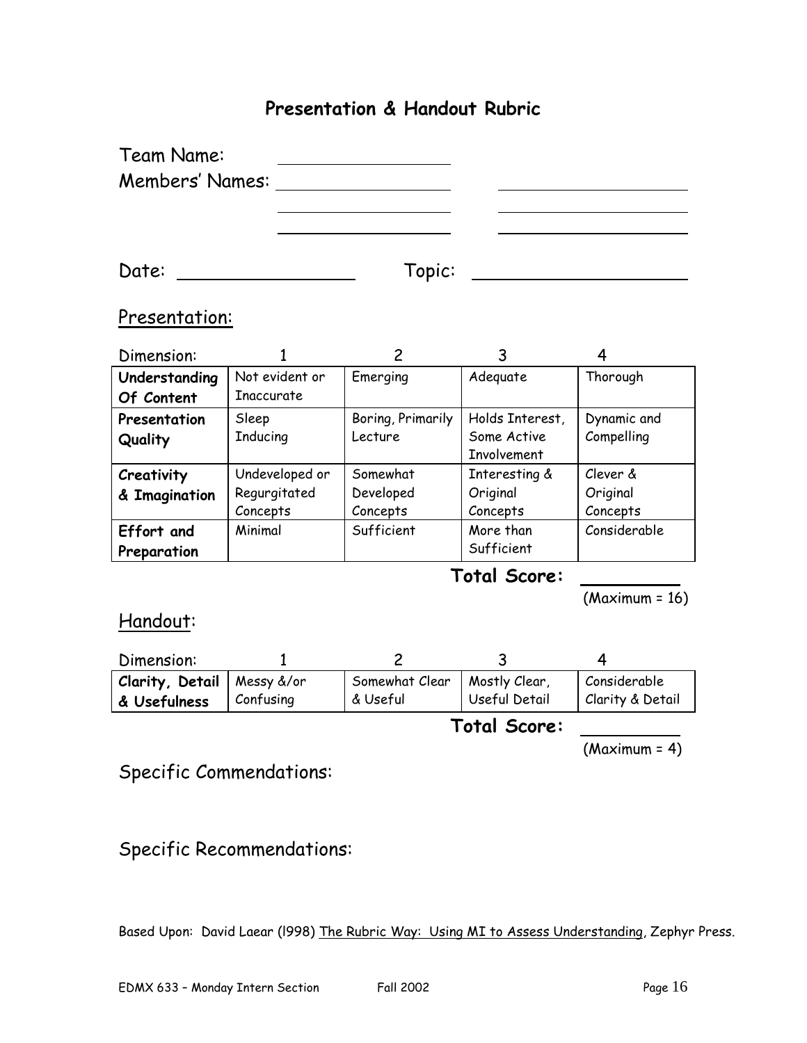# Presentation & Handout Rubric

Team Name: ____________________

Members' Names: ____________________ ____________________

____________________ ____________________

____________________ ____________________

Date: ____________________ Topic: ____________________

## Presentation:

| Dimension: | 1 | 2 | 3 | 4 |
|---|---|---|---|---|
| **Understanding Of Content** | Not evident or Inaccurate | Emerging | Adequate | Thorough |
| **Presentation Quality** | Sleep Inducing | Boring, Primarily Lecture | Holds Interest, Some Active Involvement | Dynamic and Compelling |
| **Creativity & Imagination** | Undeveloped or Regurgitated Concepts | Somewhat Developed Concepts | Interesting & Original Concepts | Clever & Original Concepts |
| **Effort and Preparation** | Minimal | Sufficient | More than Sufficient | Considerable |

**Total Score:** __________

(Maximum = 16)

## Handout:

| Dimension: | 1 | 2 | 3 | 4 |
|---|---|---|---|---|
| **Clarity, Detail & Usefulness** | Messy &/or Confusing | Somewhat Clear & Useful | Mostly Clear, Useful Detail | Considerable Clarity & Detail |

**Total Score:** __________

(Maximum = 4)

Specific Commendations:

Specific Recommendations:

Based Upon: David Laear (l998) The Rubric Way: Using MI to Assess Understanding, Zephyr Press.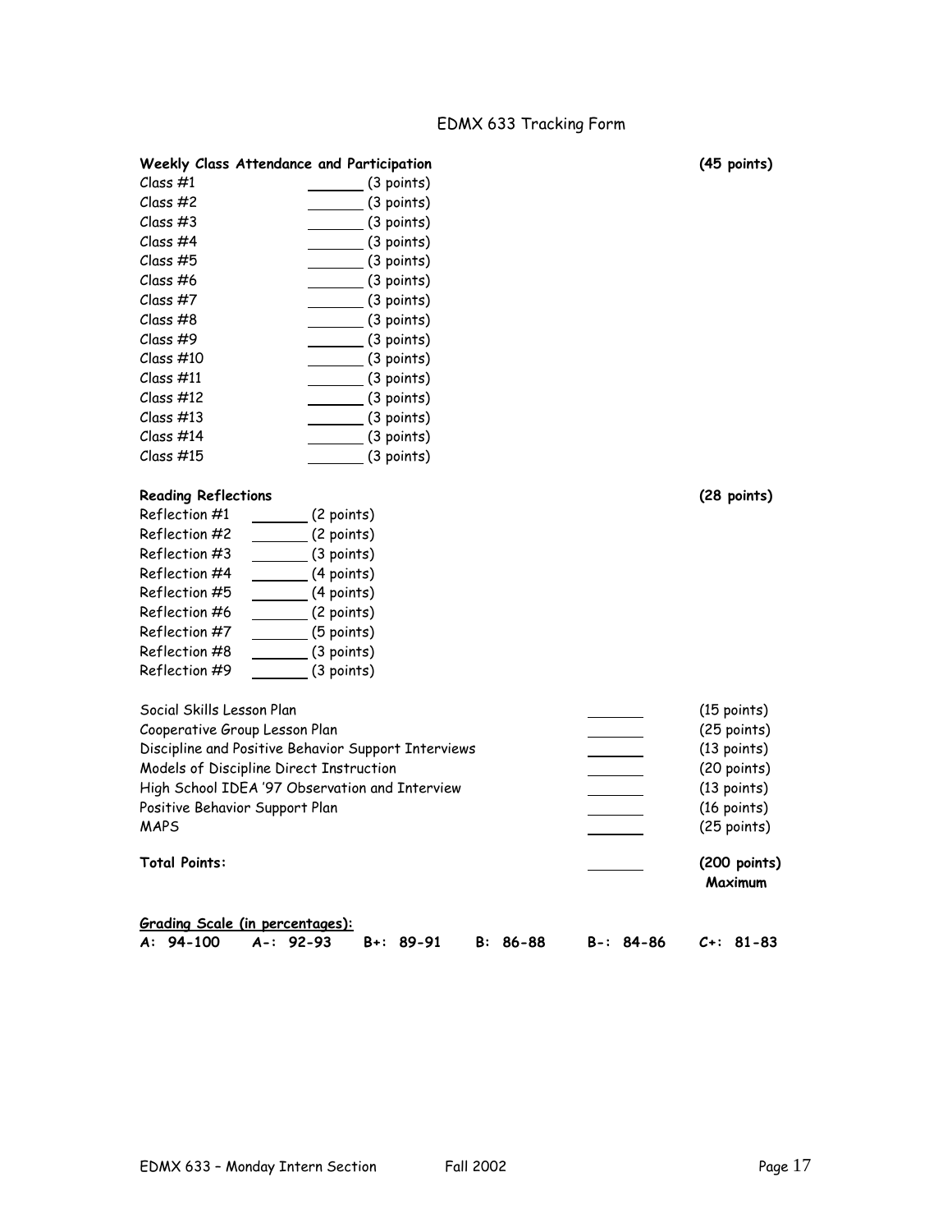# EDMX 633 Tracking Form

**Weekly Class Attendance and Participation** **(45 points)**

| | | |
|---|---|---|
| Class #1 | _______ | (3 points) |
| Class #2 | _______ | (3 points) |
| Class #3 | _______ | (3 points) |
| Class #4 | _______ | (3 points) |
| Class #5 | _______ | (3 points) |
| Class #6 | _______ | (3 points) |
| Class #7 | _______ | (3 points) |
| Class #8 | _______ | (3 points) |
| Class #9 | _______ | (3 points) |
| Class #10 | _______ | (3 points) |
| Class #11 | _______ | (3 points) |
| Class #12 | _______ | (3 points) |
| Class #13 | _______ | (3 points) |
| Class #14 | _______ | (3 points) |
| Class #15 | _______ | (3 points) |

**Reading Reflections** **(28 points)**

| | | |
|---|---|---|
| Reflection #1 | _______ | (2 points) |
| Reflection #2 | _______ | (2 points) |
| Reflection #3 | _______ | (3 points) |
| Reflection #4 | _______ | (4 points) |
| Reflection #5 | _______ | (4 points) |
| Reflection #6 | _______ | (2 points) |
| Reflection #7 | _______ | (5 points) |
| Reflection #8 | _______ | (3 points) |
| Reflection #9 | _______ | (3 points) |

| | | |
|---|---|---|
| Social Skills Lesson Plan | _______ | (15 points) |
| Cooperative Group Lesson Plan | _______ | (25 points) |
| Discipline and Positive Behavior Support Interviews | _______ | (13 points) |
| Models of Discipline Direct Instruction | _______ | (20 points) |
| High School IDEA '97 Observation and Interview | _______ | (13 points) |
| Positive Behavior Support Plan | _______ | (16 points) |
| MAPS | _______ | (25 points) |
| **Total Points:** | _______ | **(200 points) Maximum** |

***Grading Scale (in percentages):***

**A: 94-100  A-: 92-93  B+: 89-91  B: 86-88  B-: 84-86  C+: 81-83**